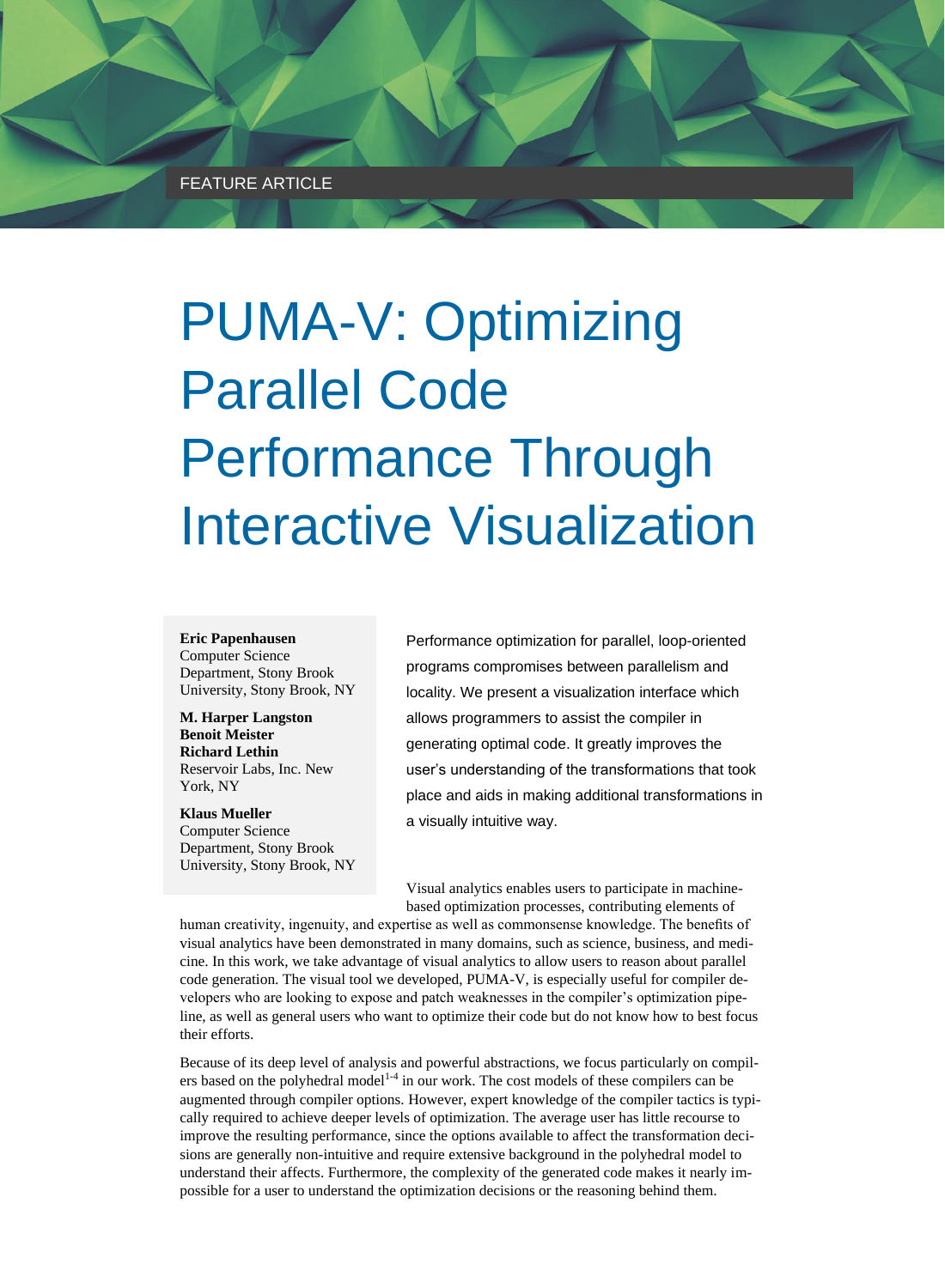FEATURE ARTICLE

# PUMA-V: Optimizing Parallel Code Performance Through Interactive Visualization

**Eric Papenhausen**
Computer Science Department, Stony Brook University, Stony Brook, NY

**M. Harper Langston**
**Benoit Meister**
**Richard Lethin**
Reservoir Labs, Inc. New York, NY

**Klaus Mueller**
Computer Science Department, Stony Brook University, Stony Brook, NY

Performance optimization for parallel, loop-oriented programs compromises between parallelism and locality. We present a visualization interface which allows programmers to assist the compiler in generating optimal code. It greatly improves the user's understanding of the transformations that took place and aids in making additional transformations in a visually intuitive way.

Visual analytics enables users to participate in machine-based optimization processes, contributing elements of human creativity, ingenuity, and expertise as well as commonsense knowledge. The benefits of visual analytics have been demonstrated in many domains, such as science, business, and medicine. In this work, we take advantage of visual analytics to allow users to reason about parallel code generation. The visual tool we developed, PUMA-V, is especially useful for compiler developers who are looking to expose and patch weaknesses in the compiler's optimization pipeline, as well as general users who want to optimize their code but do not know how to best focus their efforts.

Because of its deep level of analysis and powerful abstractions, we focus particularly on compilers based on the polyhedral model[1-4] in our work. The cost models of these compilers can be augmented through compiler options. However, expert knowledge of the compiler tactics is typically required to achieve deeper levels of optimization. The average user has little recourse to improve the resulting performance, since the options available to affect the transformation decisions are generally non-intuitive and require extensive background in the polyhedral model to understand their affects. Furthermore, the complexity of the generated code makes it nearly impossible for a user to understand the optimization decisions or the reasoning behind them.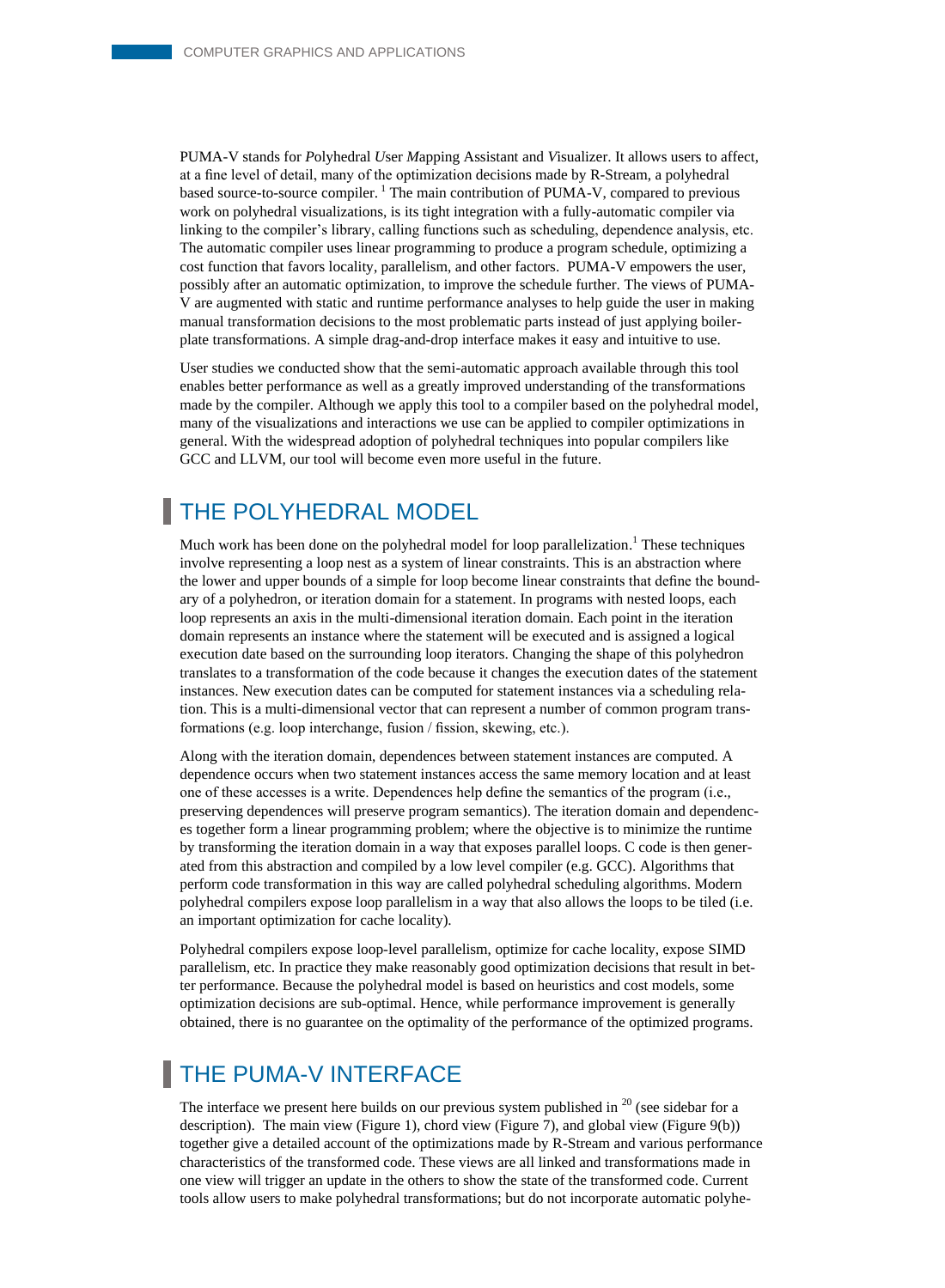PUMA-V stands for *P*olyhedral *U*ser *M*apping Assistant and *V*isualizer. It allows users to affect, at a fine level of detail, many of the optimization decisions made by R-Stream, a polyhedral based source-to-source compiler. [1] The main contribution of PUMA-V, compared to previous work on polyhedral visualizations, is its tight integration with a fully-automatic compiler via linking to the compiler's library, calling functions such as scheduling, dependence analysis, etc. The automatic compiler uses linear programming to produce a program schedule, optimizing a cost function that favors locality, parallelism, and other factors. PUMA-V empowers the user, possibly after an automatic optimization, to improve the schedule further. The views of PUMA-V are augmented with static and runtime performance analyses to help guide the user in making manual transformation decisions to the most problematic parts instead of just applying boiler-plate transformations. A simple drag-and-drop interface makes it easy and intuitive to use.

User studies we conducted show that the semi-automatic approach available through this tool enables better performance as well as a greatly improved understanding of the transformations made by the compiler. Although we apply this tool to a compiler based on the polyhedral model, many of the visualizations and interactions we use can be applied to compiler optimizations in general. With the widespread adoption of polyhedral techniques into popular compilers like GCC and LLVM, our tool will become even more useful in the future.

## THE POLYHEDRAL MODEL

Much work has been done on the polyhedral model for loop parallelization.[1] These techniques involve representing a loop nest as a system of linear constraints. This is an abstraction where the lower and upper bounds of a simple for loop become linear constraints that define the boundary of a polyhedron, or iteration domain for a statement. In programs with nested loops, each loop represents an axis in the multi-dimensional iteration domain. Each point in the iteration domain represents an instance where the statement will be executed and is assigned a logical execution date based on the surrounding loop iterators. Changing the shape of this polyhedron translates to a transformation of the code because it changes the execution dates of the statement instances. New execution dates can be computed for statement instances via a scheduling relation. This is a multi-dimensional vector that can represent a number of common program transformations (e.g. loop interchange, fusion / fission, skewing, etc.).

Along with the iteration domain, dependences between statement instances are computed. A dependence occurs when two statement instances access the same memory location and at least one of these accesses is a write. Dependences help define the semantics of the program (i.e., preserving dependences will preserve program semantics). The iteration domain and dependences together form a linear programming problem; where the objective is to minimize the runtime by transforming the iteration domain in a way that exposes parallel loops. C code is then generated from this abstraction and compiled by a low level compiler (e.g. GCC). Algorithms that perform code transformation in this way are called polyhedral scheduling algorithms. Modern polyhedral compilers expose loop parallelism in a way that also allows the loops to be tiled (i.e. an important optimization for cache locality).

Polyhedral compilers expose loop-level parallelism, optimize for cache locality, expose SIMD parallelism, etc. In practice they make reasonably good optimization decisions that result in better performance. Because the polyhedral model is based on heuristics and cost models, some optimization decisions are sub-optimal. Hence, while performance improvement is generally obtained, there is no guarantee on the optimality of the performance of the optimized programs.

## THE PUMA-V INTERFACE

The interface we present here builds on our previous system published in [20] (see sidebar for a description). The main view (Figure 1), chord view (Figure 7), and global view (Figure 9(b)) together give a detailed account of the optimizations made by R-Stream and various performance characteristics of the transformed code. These views are all linked and transformations made in one view will trigger an update in the others to show the state of the transformed code. Current tools allow users to make polyhedral transformations; but do not incorporate automatic polyhe-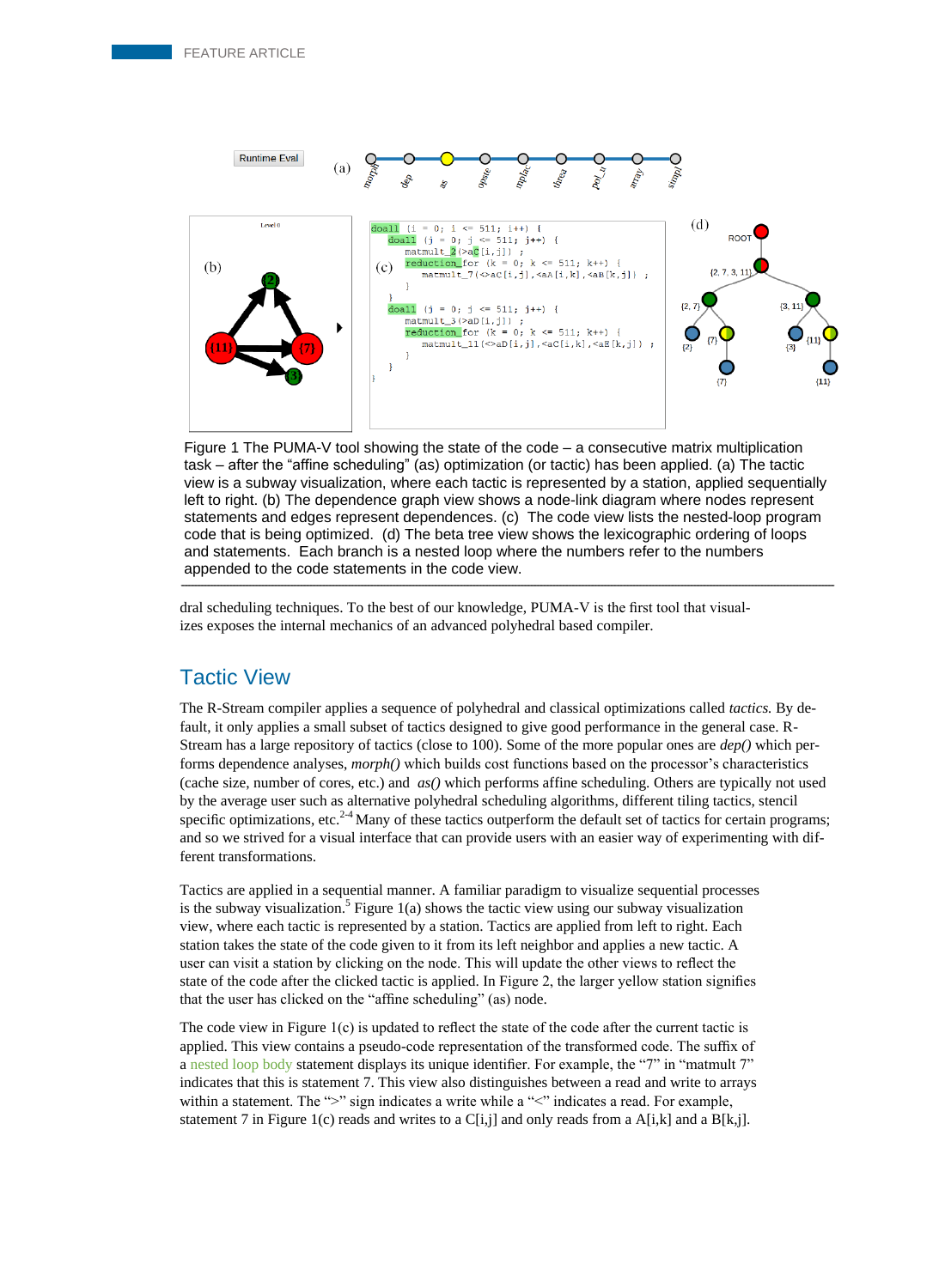Figure 1 The PUMA-V tool showing the state of the code – a consecutive matrix multiplication task – after the "affine scheduling" (as) optimization (or tactic) has been applied. (a) The tactic view is a subway visualization, where each tactic is represented by a station, applied sequentially left to right. (b) The dependence graph view shows a node-link diagram where nodes represent statements and edges represent dependences. (c) The code view lists the nested-loop program code that is being optimized. (d) The beta tree view shows the lexicographic ordering of loops and statements. Each branch is a nested loop where the numbers refer to the numbers appended to the code statements in the code view.

dral scheduling techniques. To the best of our knowledge, PUMA-V is the first tool that visualizes exposes the internal mechanics of an advanced polyhedral based compiler.

## Tactic View

The R-Stream compiler applies a sequence of polyhedral and classical optimizations called *tactics.* By default, it only applies a small subset of tactics designed to give good performance in the general case. R-Stream has a large repository of tactics (close to 100). Some of the more popular ones are *dep()* which performs dependence analyses, *morph()* which builds cost functions based on the processor's characteristics (cache size, number of cores, etc.) and *as()* which performs affine scheduling. Others are typically not used by the average user such as alternative polyhedral scheduling algorithms, different tiling tactics, stencil specific optimizations, etc.[2-4] Many of these tactics outperform the default set of tactics for certain programs; and so we strived for a visual interface that can provide users with an easier way of experimenting with different transformations.

Tactics are applied in a sequential manner. A familiar paradigm to visualize sequential processes is the subway visualization.[5] Figure 1(a) shows the tactic view using our subway visualization view, where each tactic is represented by a station. Tactics are applied from left to right. Each station takes the state of the code given to it from its left neighbor and applies a new tactic. A user can visit a station by clicking on the node. This will update the other views to reflect the state of the code after the clicked tactic is applied. In Figure 2, the larger yellow station signifies that the user has clicked on the "affine scheduling" (as) node.

The code view in Figure 1(c) is updated to reflect the state of the code after the current tactic is applied. This view contains a pseudo-code representation of the transformed code. The suffix of a nested loop body statement displays its unique identifier. For example, the "7" in "matmult 7" indicates that this is statement 7. This view also distinguishes between a read and write to arrays within a statement. The ">" sign indicates a write while a "<" indicates a read. For example, statement 7 in Figure 1(c) reads and writes to a C[i,j] and only reads from a A[i,k] and a B[k,j].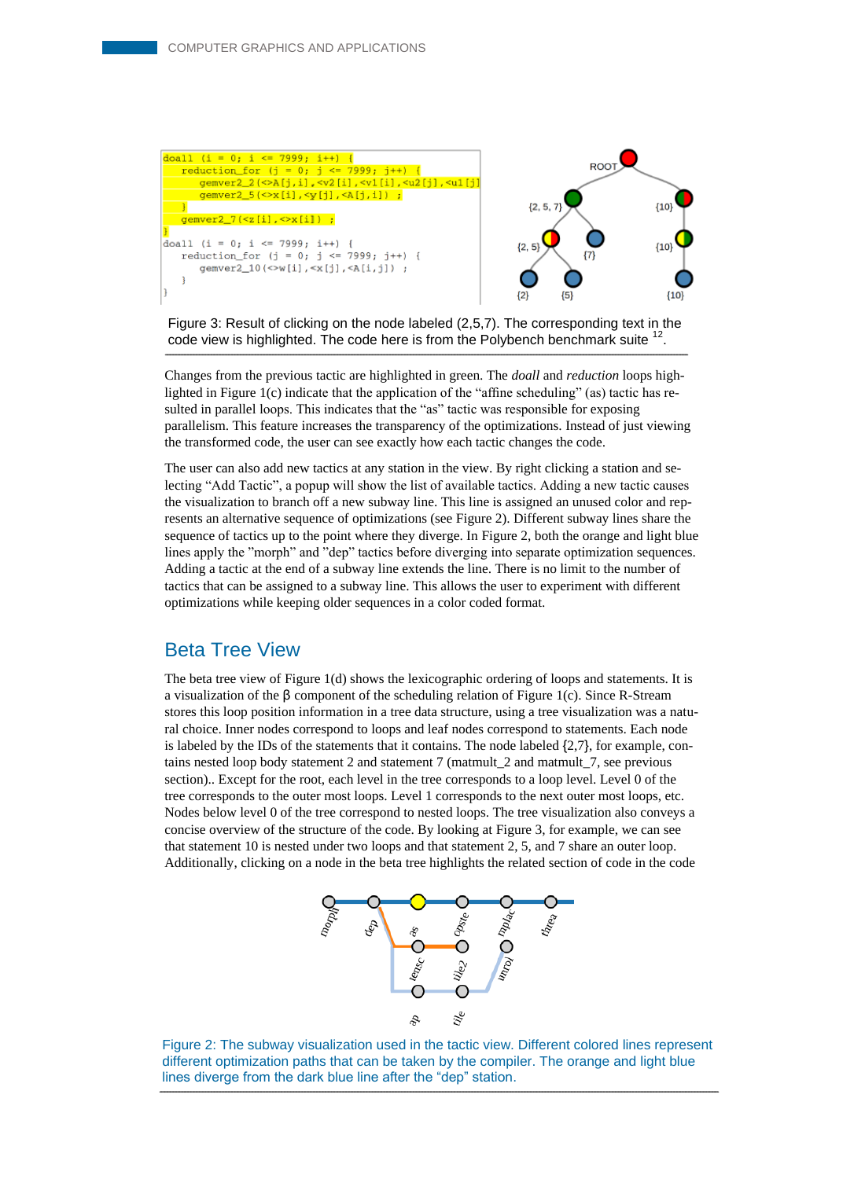```
doall (i = 0; i <= 7999; i++) {
    reduction_for (j = 0; j <= 7999; j++) {
        gemver2_2(<>A[j,i],<v2[i],<v1[i],<u2[j],<u1[j]
        gemver2_5(<>x[i],<y[j],<A[j,i]) ;
    }
    gemver2_7(<z[i],<>x[i]) ;
}
doall (i = 0; i <= 7999; i++) {
    reduction_for (j = 0; j <= 7999; j++) {
        gemver2_10(<>w[i],<x[j],<A[i,j]) ;
    }
}
```

Figure 3: Result of clicking on the node labeled (2,5,7). The corresponding text in the code view is highlighted. The code here is from the Polybench benchmark suite [12].

Changes from the previous tactic are highlighted in green. The *doall* and *reduction* loops highlighted in Figure 1(c) indicate that the application of the “affine scheduling” (as) tactic has resulted in parallel loops. This indicates that the “as” tactic was responsible for exposing parallelism. This feature increases the transparency of the optimizations. Instead of just viewing the transformed code, the user can see exactly how each tactic changes the code.

The user can also add new tactics at any station in the view. By right clicking a station and selecting “Add Tactic”, a popup will show the list of available tactics. Adding a new tactic causes the visualization to branch off a new subway line. This line is assigned an unused color and represents an alternative sequence of optimizations (see Figure 2). Different subway lines share the sequence of tactics up to the point where they diverge. In Figure 2, both the orange and light blue lines apply the ”morph” and ”dep” tactics before diverging into separate optimization sequences. Adding a tactic at the end of a subway line extends the line. There is no limit to the number of tactics that can be assigned to a subway line. This allows the user to experiment with different optimizations while keeping older sequences in a color coded format.

## Beta Tree View

The beta tree view of Figure 1(d) shows the lexicographic ordering of loops and statements. It is a visualization of the β component of the scheduling relation of Figure 1(c). Since R-Stream stores this loop position information in a tree data structure, using a tree visualization was a natural choice. Inner nodes correspond to loops and leaf nodes correspond to statements. Each node is labeled by the IDs of the statements that it contains. The node labeled {2,7}, for example, contains nested loop body statement 2 and statement 7 (matmult_2 and matmult_7, see previous section).. Except for the root, each level in the tree corresponds to a loop level. Level 0 of the tree corresponds to the outer most loops. Level 1 corresponds to the next outer most loops, etc. Nodes below level 0 of the tree correspond to nested loops. The tree visualization also conveys a concise overview of the structure of the code. By looking at Figure 3, for example, we can see that statement 10 is nested under two loops and that statement 2, 5, and 7 share an outer loop. Additionally, clicking on a node in the beta tree highlights the related section of code in the code

Figure 2: The subway visualization used in the tactic view. Different colored lines represent different optimization paths that can be taken by the compiler. The orange and light blue lines diverge from the dark blue line after the “dep” station.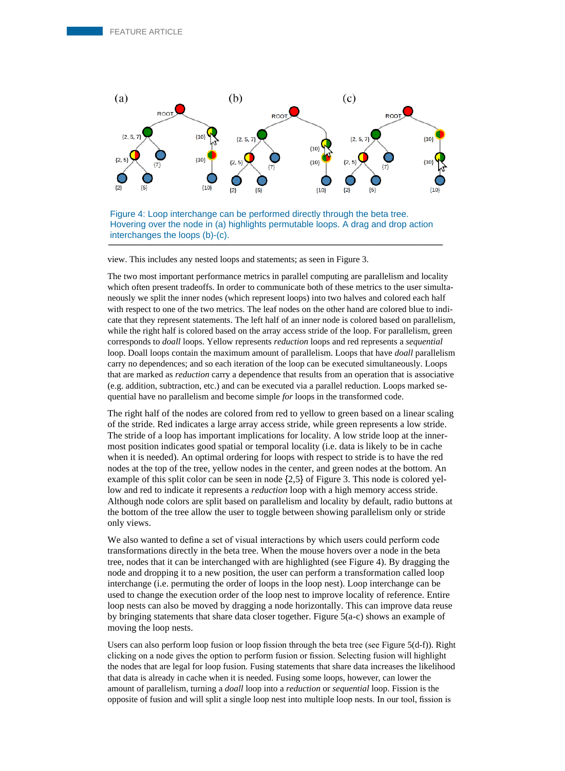Figure 4: Loop interchange can be performed directly through the beta tree. Hovering over the node in (a) highlights permutable loops. A drag and drop action interchanges the loops (b)-(c).

view. This includes any nested loops and statements; as seen in Figure 3.

The two most important performance metrics in parallel computing are parallelism and locality which often present tradeoffs. In order to communicate both of these metrics to the user simultaneously we split the inner nodes (which represent loops) into two halves and colored each half with respect to one of the two metrics. The leaf nodes on the other hand are colored blue to indicate that they represent statements. The left half of an inner node is colored based on parallelism, while the right half is colored based on the array access stride of the loop. For parallelism, green corresponds to *doall* loops. Yellow represents *reduction* loops and red represents a *sequential* loop. Doall loops contain the maximum amount of parallelism. Loops that have *doall* parallelism carry no dependences; and so each iteration of the loop can be executed simultaneously. Loops that are marked as *reduction* carry a dependence that results from an operation that is associative (e.g. addition, subtraction, etc.) and can be executed via a parallel reduction. Loops marked sequential have no parallelism and become simple *for* loops in the transformed code.

The right half of the nodes are colored from red to yellow to green based on a linear scaling of the stride. Red indicates a large array access stride, while green represents a low stride. The stride of a loop has important implications for locality. A low stride loop at the innermost position indicates good spatial or temporal locality (i.e. data is likely to be in cache when it is needed). An optimal ordering for loops with respect to stride is to have the red nodes at the top of the tree, yellow nodes in the center, and green nodes at the bottom. An example of this split color can be seen in node {2,5} of Figure 3. This node is colored yellow and red to indicate it represents a *reduction* loop with a high memory access stride. Although node colors are split based on parallelism and locality by default, radio buttons at the bottom of the tree allow the user to toggle between showing parallelism only or stride only views.

We also wanted to define a set of visual interactions by which users could perform code transformations directly in the beta tree. When the mouse hovers over a node in the beta tree, nodes that it can be interchanged with are highlighted (see Figure 4). By dragging the node and dropping it to a new position, the user can perform a transformation called loop interchange (i.e. permuting the order of loops in the loop nest). Loop interchange can be used to change the execution order of the loop nest to improve locality of reference. Entire loop nests can also be moved by dragging a node horizontally. This can improve data reuse by bringing statements that share data closer together. Figure 5(a-c) shows an example of moving the loop nests.

Users can also perform loop fusion or loop fission through the beta tree (see Figure 5(d-f)). Right clicking on a node gives the option to perform fusion or fission. Selecting fusion will highlight the nodes that are legal for loop fusion. Fusing statements that share data increases the likelihood that data is already in cache when it is needed. Fusing some loops, however, can lower the amount of parallelism, turning a *doall* loop into a *reduction* or *sequential* loop. Fission is the opposite of fusion and will split a single loop nest into multiple loop nests. In our tool, fission is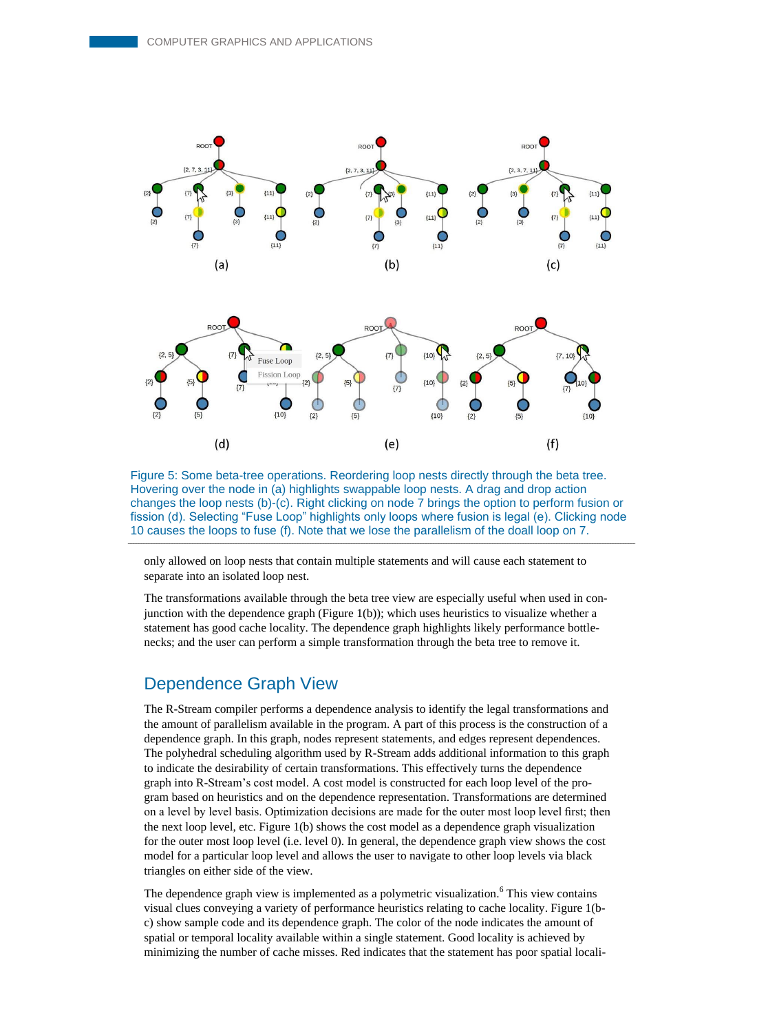Figure 5: Some beta-tree operations. Reordering loop nests directly through the beta tree. Hovering over the node in (a) highlights swappable loop nests. A drag and drop action changes the loop nests (b)-(c). Right clicking on node 7 brings the option to perform fusion or fission (d). Selecting "Fuse Loop" highlights only loops where fusion is legal (e). Clicking node 10 causes the loops to fuse (f). Note that we lose the parallelism of the doall loop on 7.

only allowed on loop nests that contain multiple statements and will cause each statement to separate into an isolated loop nest.

The transformations available through the beta tree view are especially useful when used in conjunction with the dependence graph (Figure 1(b)); which uses heuristics to visualize whether a statement has good cache locality. The dependence graph highlights likely performance bottlenecks; and the user can perform a simple transformation through the beta tree to remove it.

## Dependence Graph View

The R-Stream compiler performs a dependence analysis to identify the legal transformations and the amount of parallelism available in the program. A part of this process is the construction of a dependence graph. In this graph, nodes represent statements, and edges represent dependences. The polyhedral scheduling algorithm used by R-Stream adds additional information to this graph to indicate the desirability of certain transformations. This effectively turns the dependence graph into R-Stream's cost model. A cost model is constructed for each loop level of the program based on heuristics and on the dependence representation. Transformations are determined on a level by level basis. Optimization decisions are made for the outer most loop level first; then the next loop level, etc. Figure 1(b) shows the cost model as a dependence graph visualization for the outer most loop level (i.e. level 0). In general, the dependence graph view shows the cost model for a particular loop level and allows the user to navigate to other loop levels via black triangles on either side of the view.

The dependence graph view is implemented as a polymetric visualization.[6] This view contains visual clues conveying a variety of performance heuristics relating to cache locality. Figure 1(b-c) show sample code and its dependence graph. The color of the node indicates the amount of spatial or temporal locality available within a single statement. Good locality is achieved by minimizing the number of cache misses. Red indicates that the statement has poor spatial locali-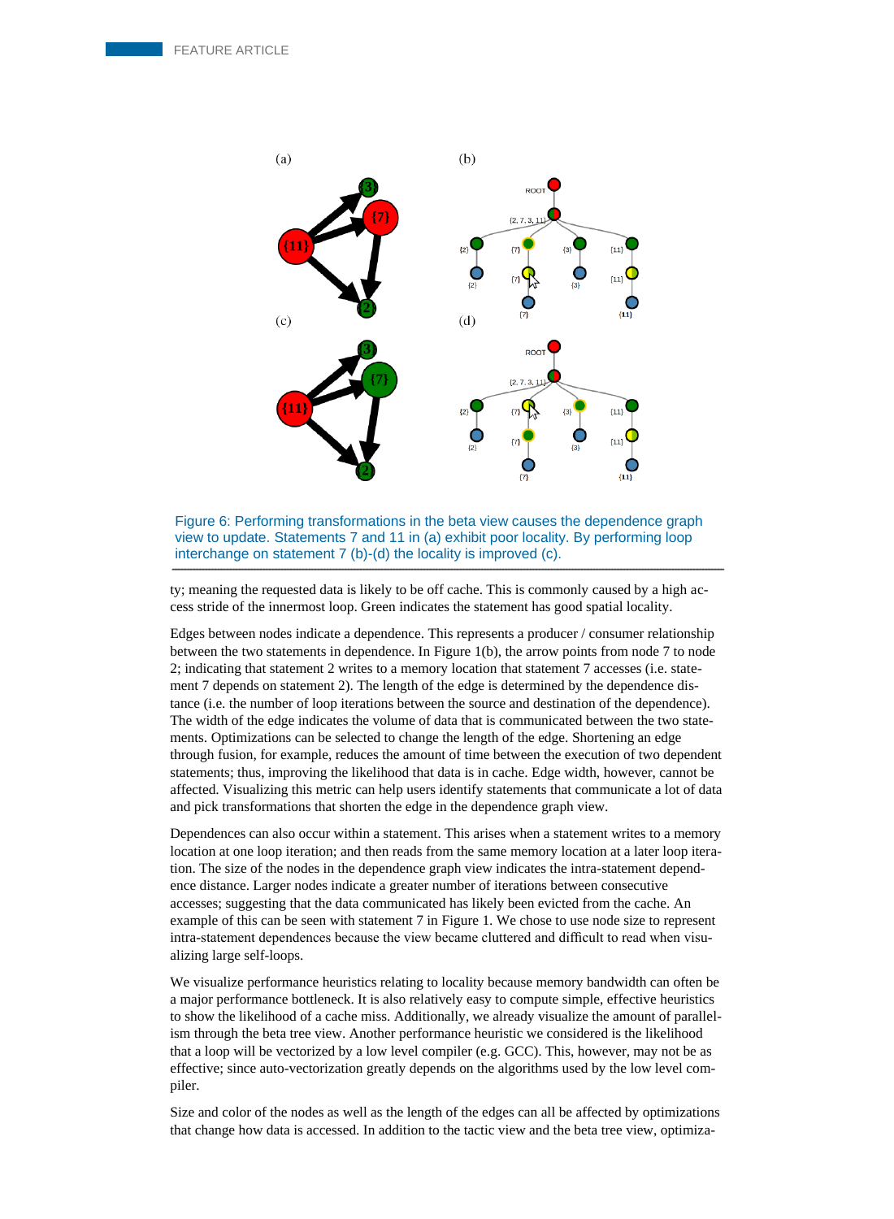Figure 6: Performing transformations in the beta view causes the dependence graph view to update. Statements 7 and 11 in (a) exhibit poor locality. By performing loop interchange on statement 7 (b)-(d) the locality is improved (c).

ty; meaning the requested data is likely to be off cache. This is commonly caused by a high access stride of the innermost loop. Green indicates the statement has good spatial locality.

Edges between nodes indicate a dependence. This represents a producer / consumer relationship between the two statements in dependence. In Figure 1(b), the arrow points from node 7 to node 2; indicating that statement 2 writes to a memory location that statement 7 accesses (i.e. statement 7 depends on statement 2). The length of the edge is determined by the dependence distance (i.e. the number of loop iterations between the source and destination of the dependence). The width of the edge indicates the volume of data that is communicated between the two statements. Optimizations can be selected to change the length of the edge. Shortening an edge through fusion, for example, reduces the amount of time between the execution of two dependent statements; thus, improving the likelihood that data is in cache. Edge width, however, cannot be affected. Visualizing this metric can help users identify statements that communicate a lot of data and pick transformations that shorten the edge in the dependence graph view.

Dependences can also occur within a statement. This arises when a statement writes to a memory location at one loop iteration; and then reads from the same memory location at a later loop iteration. The size of the nodes in the dependence graph view indicates the intra-statement dependence distance. Larger nodes indicate a greater number of iterations between consecutive accesses; suggesting that the data communicated has likely been evicted from the cache. An example of this can be seen with statement 7 in Figure 1. We chose to use node size to represent intra-statement dependences because the view became cluttered and difficult to read when visualizing large self-loops.

We visualize performance heuristics relating to locality because memory bandwidth can often be a major performance bottleneck. It is also relatively easy to compute simple, effective heuristics to show the likelihood of a cache miss. Additionally, we already visualize the amount of parallelism through the beta tree view. Another performance heuristic we considered is the likelihood that a loop will be vectorized by a low level compiler (e.g. GCC). This, however, may not be as effective; since auto-vectorization greatly depends on the algorithms used by the low level compiler.

Size and color of the nodes as well as the length of the edges can all be affected by optimizations that change how data is accessed. In addition to the tactic view and the beta tree view, optimiza-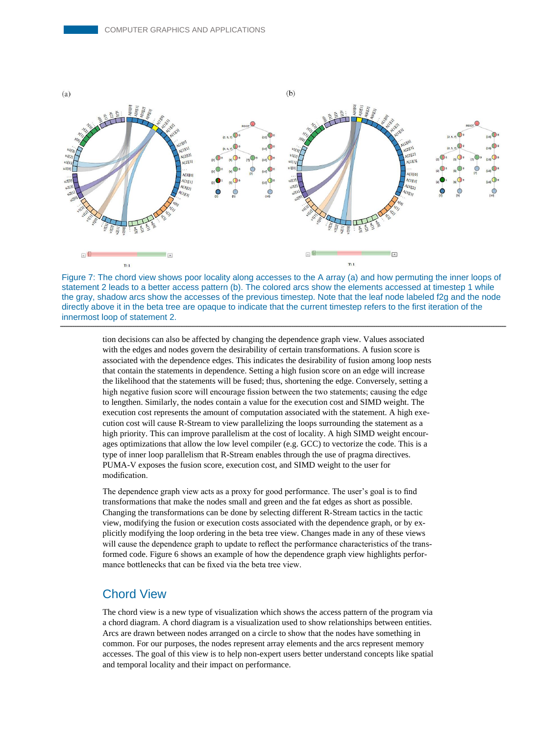Figure 7: The chord view shows poor locality along accesses to the A array (a) and how permuting the inner loops of statement 2 leads to a better access pattern (b). The colored arcs show the elements accessed at timestep 1 while the gray, shadow arcs show the accesses of the previous timestep. Note that the leaf node labeled f2g and the node directly above it in the beta tree are opaque to indicate that the current timestep refers to the first iteration of the innermost loop of statement 2.

tion decisions can also be affected by changing the dependence graph view. Values associated with the edges and nodes govern the desirability of certain transformations. A fusion score is associated with the dependence edges. This indicates the desirability of fusion among loop nests that contain the statements in dependence. Setting a high fusion score on an edge will increase the likelihood that the statements will be fused; thus, shortening the edge. Conversely, setting a high negative fusion score will encourage fission between the two statements; causing the edge to lengthen. Similarly, the nodes contain a value for the execution cost and SIMD weight. The execution cost represents the amount of computation associated with the statement. A high execution cost will cause R-Stream to view parallelizing the loops surrounding the statement as a high priority. This can improve parallelism at the cost of locality. A high SIMD weight encourages optimizations that allow the low level compiler (e.g. GCC) to vectorize the code. This is a type of inner loop parallelism that R-Stream enables through the use of pragma directives. PUMA-V exposes the fusion score, execution cost, and SIMD weight to the user for modification.

The dependence graph view acts as a proxy for good performance. The user's goal is to find transformations that make the nodes small and green and the fat edges as short as possible. Changing the transformations can be done by selecting different R-Stream tactics in the tactic view, modifying the fusion or execution costs associated with the dependence graph, or by explicitly modifying the loop ordering in the beta tree view. Changes made in any of these views will cause the dependence graph to update to reflect the performance characteristics of the transformed code. Figure 6 shows an example of how the dependence graph view highlights performance bottlenecks that can be fixed via the beta tree view.

## Chord View

The chord view is a new type of visualization which shows the access pattern of the program via a chord diagram. A chord diagram is a visualization used to show relationships between entities. Arcs are drawn between nodes arranged on a circle to show that the nodes have something in common. For our purposes, the nodes represent array elements and the arcs represent memory accesses. The goal of this view is to help non-expert users better understand concepts like spatial and temporal locality and their impact on performance.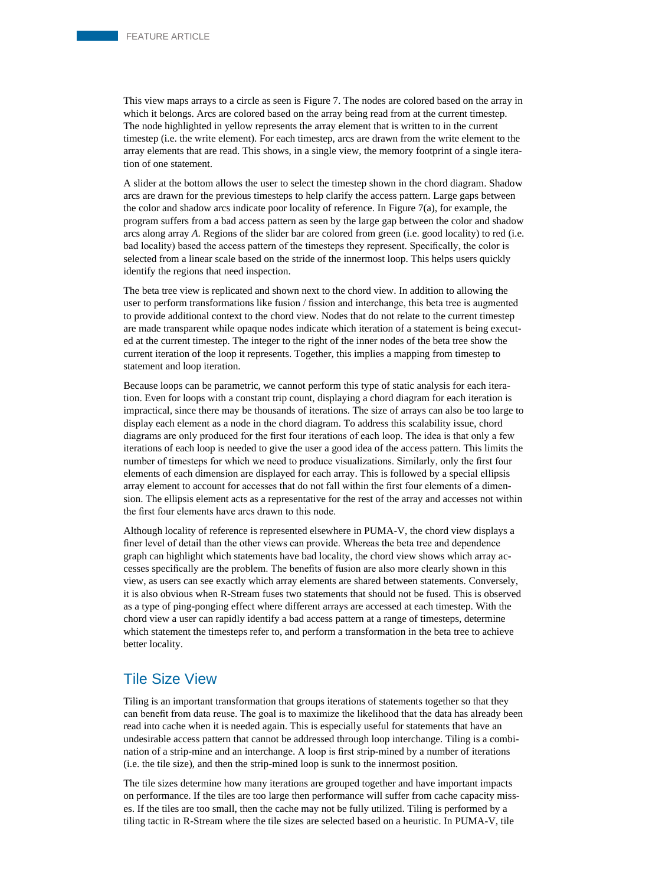This view maps arrays to a circle as seen is Figure 7. The nodes are colored based on the array in which it belongs. Arcs are colored based on the array being read from at the current timestep. The node highlighted in yellow represents the array element that is written to in the current timestep (i.e. the write element). For each timestep, arcs are drawn from the write element to the array elements that are read. This shows, in a single view, the memory footprint of a single iteration of one statement.

A slider at the bottom allows the user to select the timestep shown in the chord diagram. Shadow arcs are drawn for the previous timesteps to help clarify the access pattern. Large gaps between the color and shadow arcs indicate poor locality of reference. In Figure 7(a), for example, the program suffers from a bad access pattern as seen by the large gap between the color and shadow arcs along array *A*. Regions of the slider bar are colored from green (i.e. good locality) to red (i.e. bad locality) based the access pattern of the timesteps they represent. Specifically, the color is selected from a linear scale based on the stride of the innermost loop. This helps users quickly identify the regions that need inspection.

The beta tree view is replicated and shown next to the chord view. In addition to allowing the user to perform transformations like fusion / fission and interchange, this beta tree is augmented to provide additional context to the chord view. Nodes that do not relate to the current timestep are made transparent while opaque nodes indicate which iteration of a statement is being executed at the current timestep. The integer to the right of the inner nodes of the beta tree show the current iteration of the loop it represents. Together, this implies a mapping from timestep to statement and loop iteration.

Because loops can be parametric, we cannot perform this type of static analysis for each iteration. Even for loops with a constant trip count, displaying a chord diagram for each iteration is impractical, since there may be thousands of iterations. The size of arrays can also be too large to display each element as a node in the chord diagram. To address this scalability issue, chord diagrams are only produced for the first four iterations of each loop. The idea is that only a few iterations of each loop is needed to give the user a good idea of the access pattern. This limits the number of timesteps for which we need to produce visualizations. Similarly, only the first four elements of each dimension are displayed for each array. This is followed by a special ellipsis array element to account for accesses that do not fall within the first four elements of a dimension. The ellipsis element acts as a representative for the rest of the array and accesses not within the first four elements have arcs drawn to this node.

Although locality of reference is represented elsewhere in PUMA-V, the chord view displays a finer level of detail than the other views can provide. Whereas the beta tree and dependence graph can highlight which statements have bad locality, the chord view shows which array accesses specifically are the problem. The benefits of fusion are also more clearly shown in this view, as users can see exactly which array elements are shared between statements. Conversely, it is also obvious when R-Stream fuses two statements that should not be fused. This is observed as a type of ping-ponging effect where different arrays are accessed at each timestep. With the chord view a user can rapidly identify a bad access pattern at a range of timesteps, determine which statement the timesteps refer to, and perform a transformation in the beta tree to achieve better locality.

## Tile Size View

Tiling is an important transformation that groups iterations of statements together so that they can benefit from data reuse. The goal is to maximize the likelihood that the data has already been read into cache when it is needed again. This is especially useful for statements that have an undesirable access pattern that cannot be addressed through loop interchange. Tiling is a combination of a strip-mine and an interchange. A loop is first strip-mined by a number of iterations (i.e. the tile size), and then the strip-mined loop is sunk to the innermost position.

The tile sizes determine how many iterations are grouped together and have important impacts on performance. If the tiles are too large then performance will suffer from cache capacity misses. If the tiles are too small, then the cache may not be fully utilized. Tiling is performed by a tiling tactic in R-Stream where the tile sizes are selected based on a heuristic. In PUMA-V, tile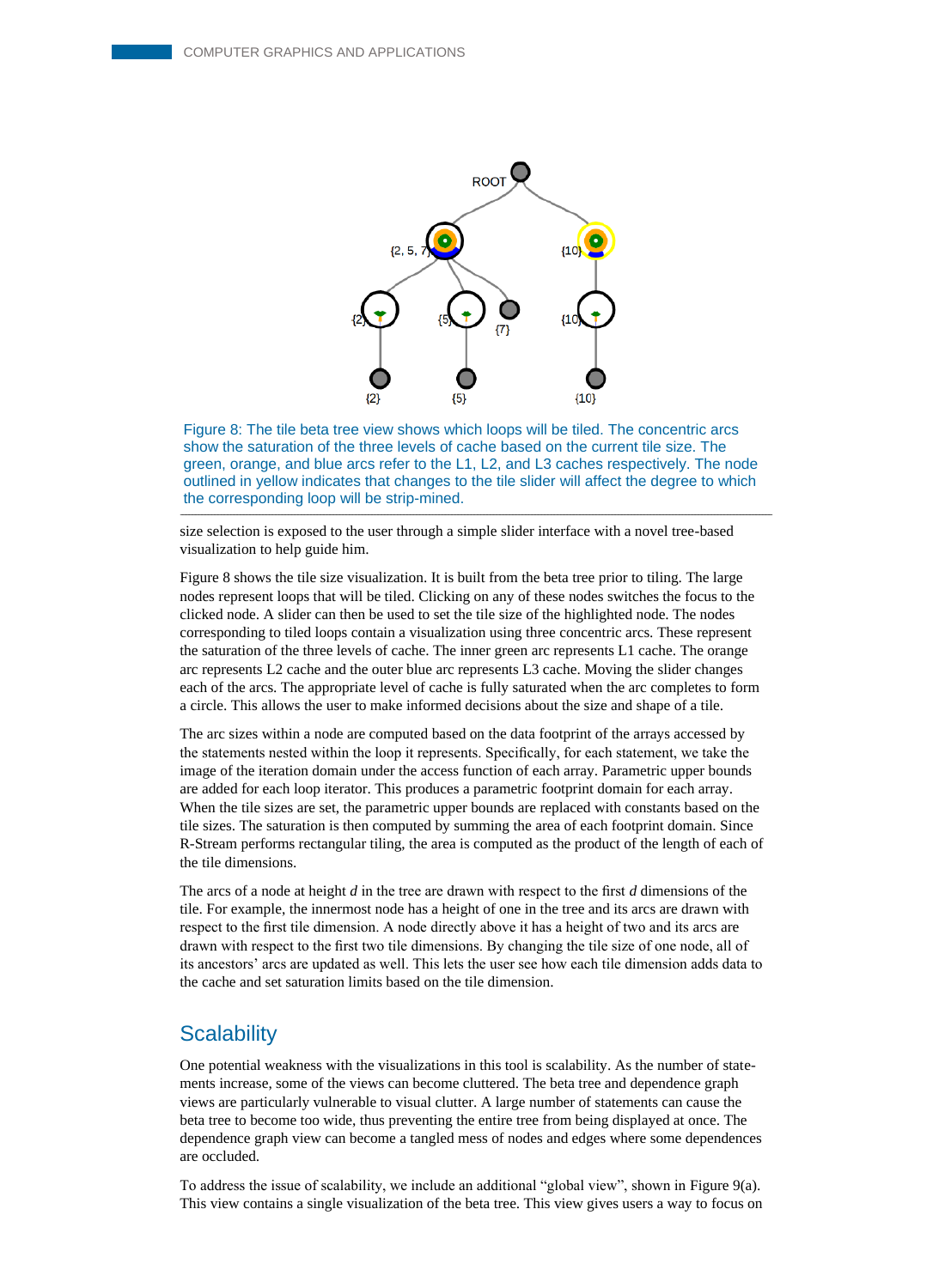Figure 8: The tile beta tree view shows which loops will be tiled. The concentric arcs show the saturation of the three levels of cache based on the current tile size. The green, orange, and blue arcs refer to the L1, L2, and L3 caches respectively. The node outlined in yellow indicates that changes to the tile slider will affect the degree to which the corresponding loop will be strip-mined.

size selection is exposed to the user through a simple slider interface with a novel tree-based visualization to help guide him.

Figure 8 shows the tile size visualization. It is built from the beta tree prior to tiling. The large nodes represent loops that will be tiled. Clicking on any of these nodes switches the focus to the clicked node. A slider can then be used to set the tile size of the highlighted node. The nodes corresponding to tiled loops contain a visualization using three concentric arcs. These represent the saturation of the three levels of cache. The inner green arc represents L1 cache. The orange arc represents L2 cache and the outer blue arc represents L3 cache. Moving the slider changes each of the arcs. The appropriate level of cache is fully saturated when the arc completes to form a circle. This allows the user to make informed decisions about the size and shape of a tile.

The arc sizes within a node are computed based on the data footprint of the arrays accessed by the statements nested within the loop it represents. Specifically, for each statement, we take the image of the iteration domain under the access function of each array. Parametric upper bounds are added for each loop iterator. This produces a parametric footprint domain for each array. When the tile sizes are set, the parametric upper bounds are replaced with constants based on the tile sizes. The saturation is then computed by summing the area of each footprint domain. Since R-Stream performs rectangular tiling, the area is computed as the product of the length of each of the tile dimensions.

The arcs of a node at height $d$ in the tree are drawn with respect to the first $d$ dimensions of the tile. For example, the innermost node has a height of one in the tree and its arcs are drawn with respect to the first tile dimension. A node directly above it has a height of two and its arcs are drawn with respect to the first two tile dimensions. By changing the tile size of one node, all of its ancestors' arcs are updated as well. This lets the user see how each tile dimension adds data to the cache and set saturation limits based on the tile dimension.

## Scalability

One potential weakness with the visualizations in this tool is scalability. As the number of statements increase, some of the views can become cluttered. The beta tree and dependence graph views are particularly vulnerable to visual clutter. A large number of statements can cause the beta tree to become too wide, thus preventing the entire tree from being displayed at once. The dependence graph view can become a tangled mess of nodes and edges where some dependences are occluded.

To address the issue of scalability, we include an additional "global view", shown in Figure 9(a). This view contains a single visualization of the beta tree. This view gives users a way to focus on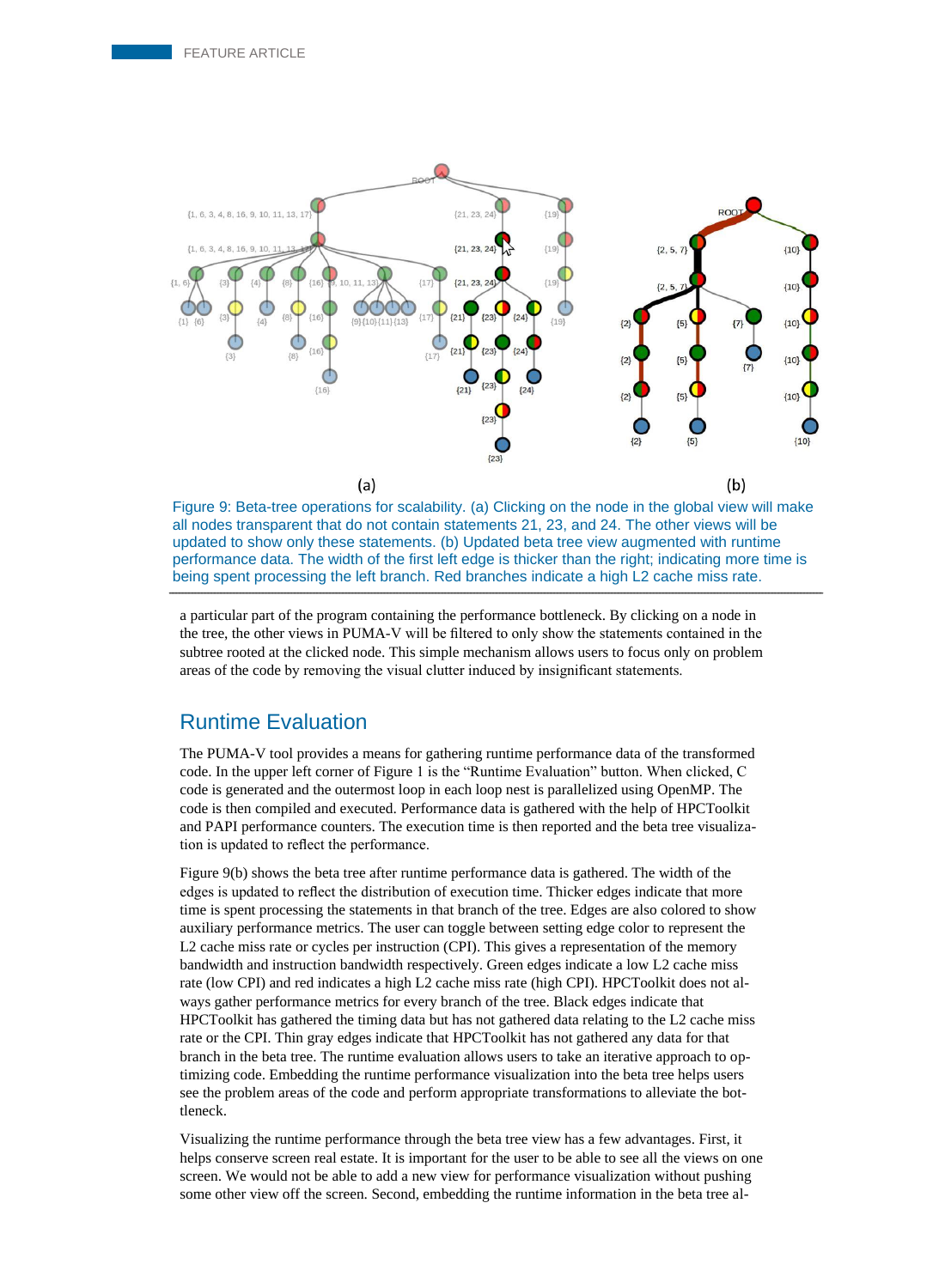(a)

(b)

Figure 9: Beta-tree operations for scalability. (a) Clicking on the node in the global view will make all nodes transparent that do not contain statements 21, 23, and 24. The other views will be updated to show only these statements. (b) Updated beta tree view augmented with runtime performance data. The width of the first left edge is thicker than the right; indicating more time is being spent processing the left branch. Red branches indicate a high L2 cache miss rate.

a particular part of the program containing the performance bottleneck. By clicking on a node in the tree, the other views in PUMA-V will be filtered to only show the statements contained in the subtree rooted at the clicked node. This simple mechanism allows users to focus only on problem areas of the code by removing the visual clutter induced by insignificant statements.

## Runtime Evaluation

The PUMA-V tool provides a means for gathering runtime performance data of the transformed code. In the upper left corner of Figure 1 is the "Runtime Evaluation" button. When clicked, C code is generated and the outermost loop in each loop nest is parallelized using OpenMP. The code is then compiled and executed. Performance data is gathered with the help of HPCToolkit and PAPI performance counters. The execution time is then reported and the beta tree visualization is updated to reflect the performance.

Figure 9(b) shows the beta tree after runtime performance data is gathered. The width of the edges is updated to reflect the distribution of execution time. Thicker edges indicate that more time is spent processing the statements in that branch of the tree. Edges are also colored to show auxiliary performance metrics. The user can toggle between setting edge color to represent the L2 cache miss rate or cycles per instruction (CPI). This gives a representation of the memory bandwidth and instruction bandwidth respectively. Green edges indicate a low L2 cache miss rate (low CPI) and red indicates a high L2 cache miss rate (high CPI). HPCToolkit does not always gather performance metrics for every branch of the tree. Black edges indicate that HPCToolkit has gathered the timing data but has not gathered data relating to the L2 cache miss rate or the CPI. Thin gray edges indicate that HPCToolkit has not gathered any data for that branch in the beta tree. The runtime evaluation allows users to take an iterative approach to optimizing code. Embedding the runtime performance visualization into the beta tree helps users see the problem areas of the code and perform appropriate transformations to alleviate the bottleneck.

Visualizing the runtime performance through the beta tree view has a few advantages. First, it helps conserve screen real estate. It is important for the user to be able to see all the views on one screen. We would not be able to add a new view for performance visualization without pushing some other view off the screen. Second, embedding the runtime information in the beta tree al-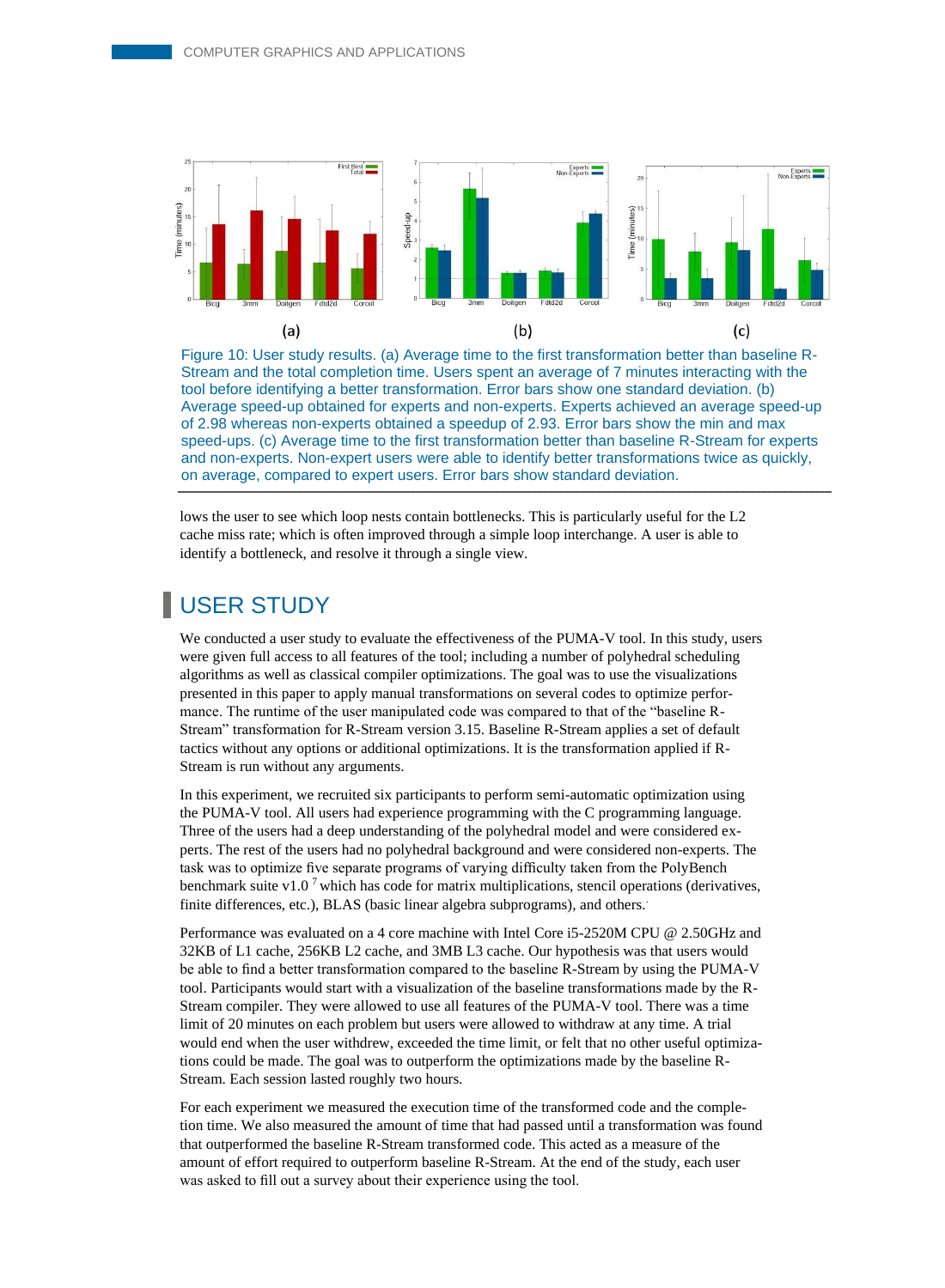Figure 10: User study results. (a) Average time to the first transformation better than baseline R-Stream and the total completion time. Users spent an average of 7 minutes interacting with the tool before identifying a better transformation. Error bars show one standard deviation. (b) Average speed-up obtained for experts and non-experts. Experts achieved an average speed-up of 2.98 whereas non-experts obtained a speedup of 2.93. Error bars show the min and max speed-ups. (c) Average time to the first transformation better than baseline R-Stream for experts and non-experts. Non-expert users were able to identify better transformations twice as quickly, on average, compared to expert users. Error bars show standard deviation.

lows the user to see which loop nests contain bottlenecks. This is particularly useful for the L2 cache miss rate; which is often improved through a simple loop interchange. A user is able to identify a bottleneck, and resolve it through a single view.

## USER STUDY

We conducted a user study to evaluate the effectiveness of the PUMA-V tool. In this study, users were given full access to all features of the tool; including a number of polyhedral scheduling algorithms as well as classical compiler optimizations. The goal was to use the visualizations presented in this paper to apply manual transformations on several codes to optimize performance. The runtime of the user manipulated code was compared to that of the "baseline R-Stream" transformation for R-Stream version 3.15. Baseline R-Stream applies a set of default tactics without any options or additional optimizations. It is the transformation applied if R-Stream is run without any arguments.

In this experiment, we recruited six participants to perform semi-automatic optimization using the PUMA-V tool. All users had experience programming with the C programming language. Three of the users had a deep understanding of the polyhedral model and were considered experts. The rest of the users had no polyhedral background and were considered non-experts. The task was to optimize five separate programs of varying difficulty taken from the PolyBench benchmark suite v1.0 [7] which has code for matrix multiplications, stencil operations (derivatives, finite differences, etc.), BLAS (basic linear algebra subprograms), and others.

Performance was evaluated on a 4 core machine with Intel Core i5-2520M CPU @ 2.50GHz and 32KB of L1 cache, 256KB L2 cache, and 3MB L3 cache. Our hypothesis was that users would be able to find a better transformation compared to the baseline R-Stream by using the PUMA-V tool. Participants would start with a visualization of the baseline transformations made by the R-Stream compiler. They were allowed to use all features of the PUMA-V tool. There was a time limit of 20 minutes on each problem but users were allowed to withdraw at any time. A trial would end when the user withdrew, exceeded the time limit, or felt that no other useful optimizations could be made. The goal was to outperform the optimizations made by the baseline R-Stream. Each session lasted roughly two hours.

For each experiment we measured the execution time of the transformed code and the completion time. We also measured the amount of time that had passed until a transformation was found that outperformed the baseline R-Stream transformed code. This acted as a measure of the amount of effort required to outperform baseline R-Stream. At the end of the study, each user was asked to fill out a survey about their experience using the tool.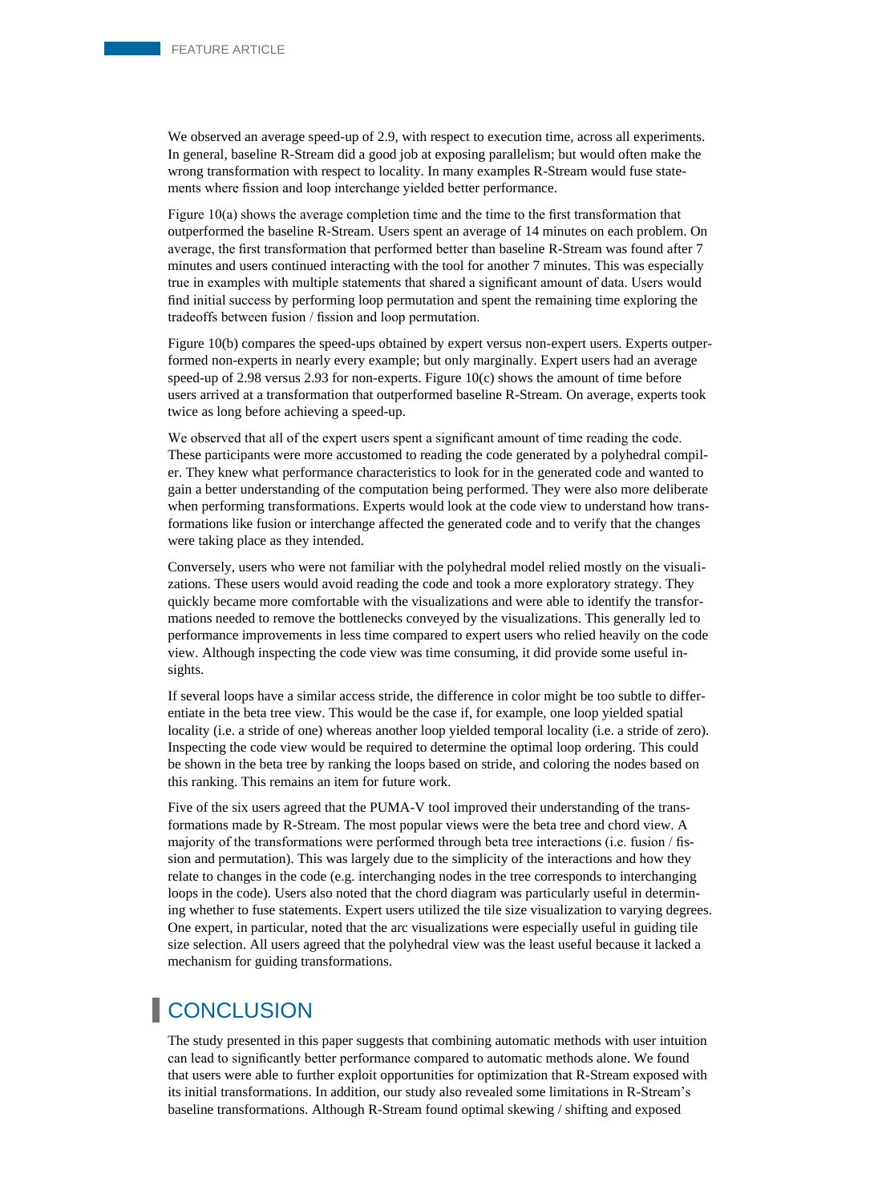We observed an average speed-up of 2.9, with respect to execution time, across all experiments. In general, baseline R-Stream did a good job at exposing parallelism; but would often make the wrong transformation with respect to locality. In many examples R-Stream would fuse statements where fission and loop interchange yielded better performance.

Figure 10(a) shows the average completion time and the time to the first transformation that outperformed the baseline R-Stream. Users spent an average of 14 minutes on each problem. On average, the first transformation that performed better than baseline R-Stream was found after 7 minutes and users continued interacting with the tool for another 7 minutes. This was especially true in examples with multiple statements that shared a significant amount of data. Users would find initial success by performing loop permutation and spent the remaining time exploring the tradeoffs between fusion / fission and loop permutation.

Figure 10(b) compares the speed-ups obtained by expert versus non-expert users. Experts outperformed non-experts in nearly every example; but only marginally. Expert users had an average speed-up of 2.98 versus 2.93 for non-experts. Figure 10(c) shows the amount of time before users arrived at a transformation that outperformed baseline R-Stream. On average, experts took twice as long before achieving a speed-up.

We observed that all of the expert users spent a significant amount of time reading the code. These participants were more accustomed to reading the code generated by a polyhedral compiler. They knew what performance characteristics to look for in the generated code and wanted to gain a better understanding of the computation being performed. They were also more deliberate when performing transformations. Experts would look at the code view to understand how transformations like fusion or interchange affected the generated code and to verify that the changes were taking place as they intended.

Conversely, users who were not familiar with the polyhedral model relied mostly on the visualizations. These users would avoid reading the code and took a more exploratory strategy. They quickly became more comfortable with the visualizations and were able to identify the transformations needed to remove the bottlenecks conveyed by the visualizations. This generally led to performance improvements in less time compared to expert users who relied heavily on the code view. Although inspecting the code view was time consuming, it did provide some useful insights.

If several loops have a similar access stride, the difference in color might be too subtle to differentiate in the beta tree view. This would be the case if, for example, one loop yielded spatial locality (i.e. a stride of one) whereas another loop yielded temporal locality (i.e. a stride of zero). Inspecting the code view would be required to determine the optimal loop ordering. This could be shown in the beta tree by ranking the loops based on stride, and coloring the nodes based on this ranking. This remains an item for future work.

Five of the six users agreed that the PUMA-V tool improved their understanding of the transformations made by R-Stream. The most popular views were the beta tree and chord view. A majority of the transformations were performed through beta tree interactions (i.e. fusion / fission and permutation). This was largely due to the simplicity of the interactions and how they relate to changes in the code (e.g. interchanging nodes in the tree corresponds to interchanging loops in the code). Users also noted that the chord diagram was particularly useful in determining whether to fuse statements. Expert users utilized the tile size visualization to varying degrees. One expert, in particular, noted that the arc visualizations were especially useful in guiding tile size selection. All users agreed that the polyhedral view was the least useful because it lacked a mechanism for guiding transformations.

## CONCLUSION

The study presented in this paper suggests that combining automatic methods with user intuition can lead to significantly better performance compared to automatic methods alone. We found that users were able to further exploit opportunities for optimization that R-Stream exposed with its initial transformations. In addition, our study also revealed some limitations in R-Stream's baseline transformations. Although R-Stream found optimal skewing / shifting and exposed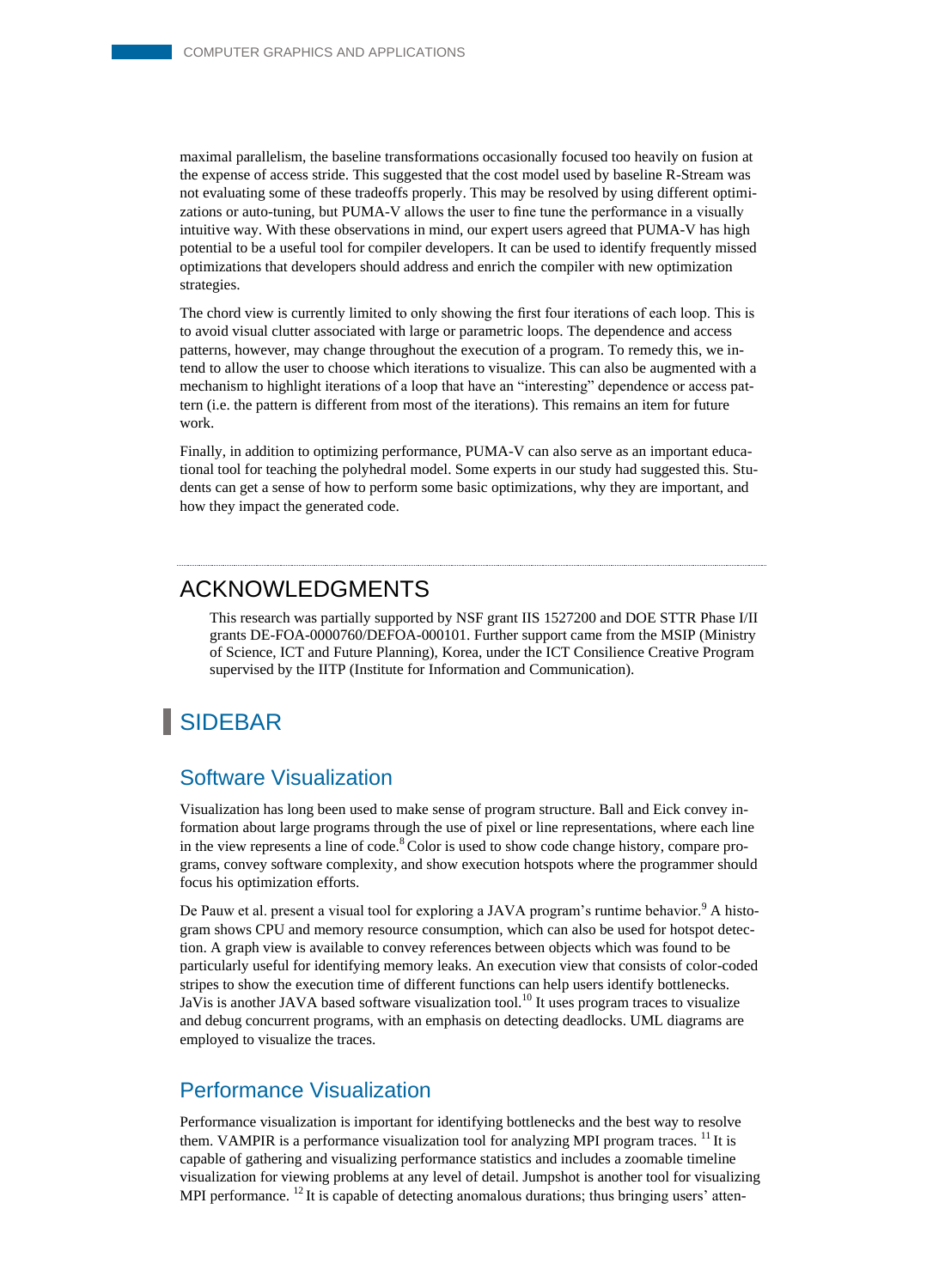maximal parallelism, the baseline transformations occasionally focused too heavily on fusion at the expense of access stride. This suggested that the cost model used by baseline R-Stream was not evaluating some of these tradeoffs properly. This may be resolved by using different optimizations or auto-tuning, but PUMA-V allows the user to fine tune the performance in a visually intuitive way. With these observations in mind, our expert users agreed that PUMA-V has high potential to be a useful tool for compiler developers. It can be used to identify frequently missed optimizations that developers should address and enrich the compiler with new optimization strategies.

The chord view is currently limited to only showing the first four iterations of each loop. This is to avoid visual clutter associated with large or parametric loops. The dependence and access patterns, however, may change throughout the execution of a program. To remedy this, we intend to allow the user to choose which iterations to visualize. This can also be augmented with a mechanism to highlight iterations of a loop that have an "interesting" dependence or access pattern (i.e. the pattern is different from most of the iterations). This remains an item for future work.

Finally, in addition to optimizing performance, PUMA-V can also serve as an important educational tool for teaching the polyhedral model. Some experts in our study had suggested this. Students can get a sense of how to perform some basic optimizations, why they are important, and how they impact the generated code.

## ACKNOWLEDGMENTS

This research was partially supported by NSF grant IIS 1527200 and DOE STTR Phase I/II grants DE-FOA-0000760/DEFOA-000101. Further support came from the MSIP (Ministry of Science, ICT and Future Planning), Korea, under the ICT Consilience Creative Program supervised by the IITP (Institute for Information and Communication).

## SIDEBAR

### Software Visualization

Visualization has long been used to make sense of program structure. Ball and Eick convey information about large programs through the use of pixel or line representations, where each line in the view represents a line of code.[8] Color is used to show code change history, compare programs, convey software complexity, and show execution hotspots where the programmer should focus his optimization efforts.

De Pauw et al. present a visual tool for exploring a JAVA program's runtime behavior.[9] A histogram shows CPU and memory resource consumption, which can also be used for hotspot detection. A graph view is available to convey references between objects which was found to be particularly useful for identifying memory leaks. An execution view that consists of color-coded stripes to show the execution time of different functions can help users identify bottlenecks. JaVis is another JAVA based software visualization tool.[10] It uses program traces to visualize and debug concurrent programs, with an emphasis on detecting deadlocks. UML diagrams are employed to visualize the traces.

### Performance Visualization

Performance visualization is important for identifying bottlenecks and the best way to resolve them. VAMPIR is a performance visualization tool for analyzing MPI program traces. [11] It is capable of gathering and visualizing performance statistics and includes a zoomable timeline visualization for viewing problems at any level of detail. Jumpshot is another tool for visualizing MPI performance. [12] It is capable of detecting anomalous durations; thus bringing users' atten-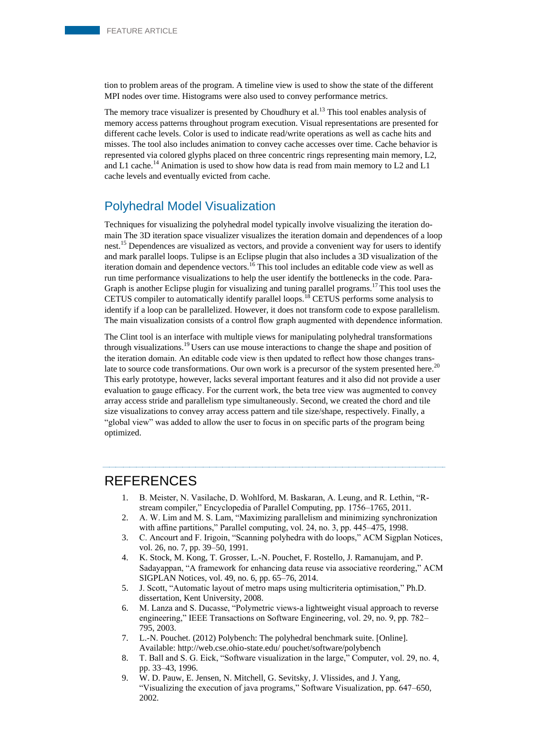tion to problem areas of the program. A timeline view is used to show the state of the different MPI nodes over time. Histograms were also used to convey performance metrics.

The memory trace visualizer is presented by Choudhury et al.[13] This tool enables analysis of memory access patterns throughout program execution. Visual representations are presented for different cache levels. Color is used to indicate read/write operations as well as cache hits and misses. The tool also includes animation to convey cache accesses over time. Cache behavior is represented via colored glyphs placed on three concentric rings representing main memory, L2, and L1 cache.[14] Animation is used to show how data is read from main memory to L2 and L1 cache levels and eventually evicted from cache.

## Polyhedral Model Visualization

Techniques for visualizing the polyhedral model typically involve visualizing the iteration domain The 3D iteration space visualizer visualizes the iteration domain and dependences of a loop nest.[15] Dependences are visualized as vectors, and provide a convenient way for users to identify and mark parallel loops. Tulipse is an Eclipse plugin that also includes a 3D visualization of the iteration domain and dependence vectors.[16] This tool includes an editable code view as well as run time performance visualizations to help the user identify the bottlenecks in the code. ParaGraph is another Eclipse plugin for visualizing and tuning parallel programs.[17] This tool uses the CETUS compiler to automatically identify parallel loops.[18] CETUS performs some analysis to identify if a loop can be parallelized. However, it does not transform code to expose parallelism. The main visualization consists of a control flow graph augmented with dependence information.

The Clint tool is an interface with multiple views for manipulating polyhedral transformations through visualizations.[19] Users can use mouse interactions to change the shape and position of the iteration domain. An editable code view is then updated to reflect how those changes translate to source code transformations. Our own work is a precursor of the system presented here.[20] This early prototype, however, lacks several important features and it also did not provide a user evaluation to gauge efficacy. For the current work, the beta tree view was augmented to convey array access stride and parallelism type simultaneously. Second, we created the chord and tile size visualizations to convey array access pattern and tile size/shape, respectively. Finally, a "global view" was added to allow the user to focus in on specific parts of the program being optimized.

# REFERENCES

1. B. Meister, N. Vasilache, D. Wohlford, M. Baskaran, A. Leung, and R. Lethin, "R-stream compiler," Encyclopedia of Parallel Computing, pp. 1756–1765, 2011.
2. A. W. Lim and M. S. Lam, "Maximizing parallelism and minimizing synchronization with affine partitions," Parallel computing, vol. 24, no. 3, pp. 445–475, 1998.
3. C. Ancourt and F. Irigoin, "Scanning polyhedra with do loops," ACM Sigplan Notices, vol. 26, no. 7, pp. 39–50, 1991.
4. K. Stock, M. Kong, T. Grosser, L.-N. Pouchet, F. Rostello, J. Ramanujam, and P. Sadayappan, "A framework for enhancing data reuse via associative reordering," ACM SIGPLAN Notices, vol. 49, no. 6, pp. 65–76, 2014.
5. J. Scott, "Automatic layout of metro maps using multicriteria optimisation," Ph.D. dissertation, Kent University, 2008.
6. M. Lanza and S. Ducasse, "Polymetric views-a lightweight visual approach to reverse engineering," IEEE Transactions on Software Engineering, vol. 29, no. 9, pp. 782–795, 2003.
7. L.-N. Pouchet. (2012) Polybench: The polyhedral benchmark suite. [Online]. Available: http://web.cse.ohio-state.edu/ pouchet/software/polybench
8. T. Ball and S. G. Eick, "Software visualization in the large," Computer, vol. 29, no. 4, pp. 33–43, 1996.
9. W. D. Pauw, E. Jensen, N. Mitchell, G. Sevitsky, J. Vlissides, and J. Yang, "Visualizing the execution of java programs," Software Visualization, pp. 647–650, 2002.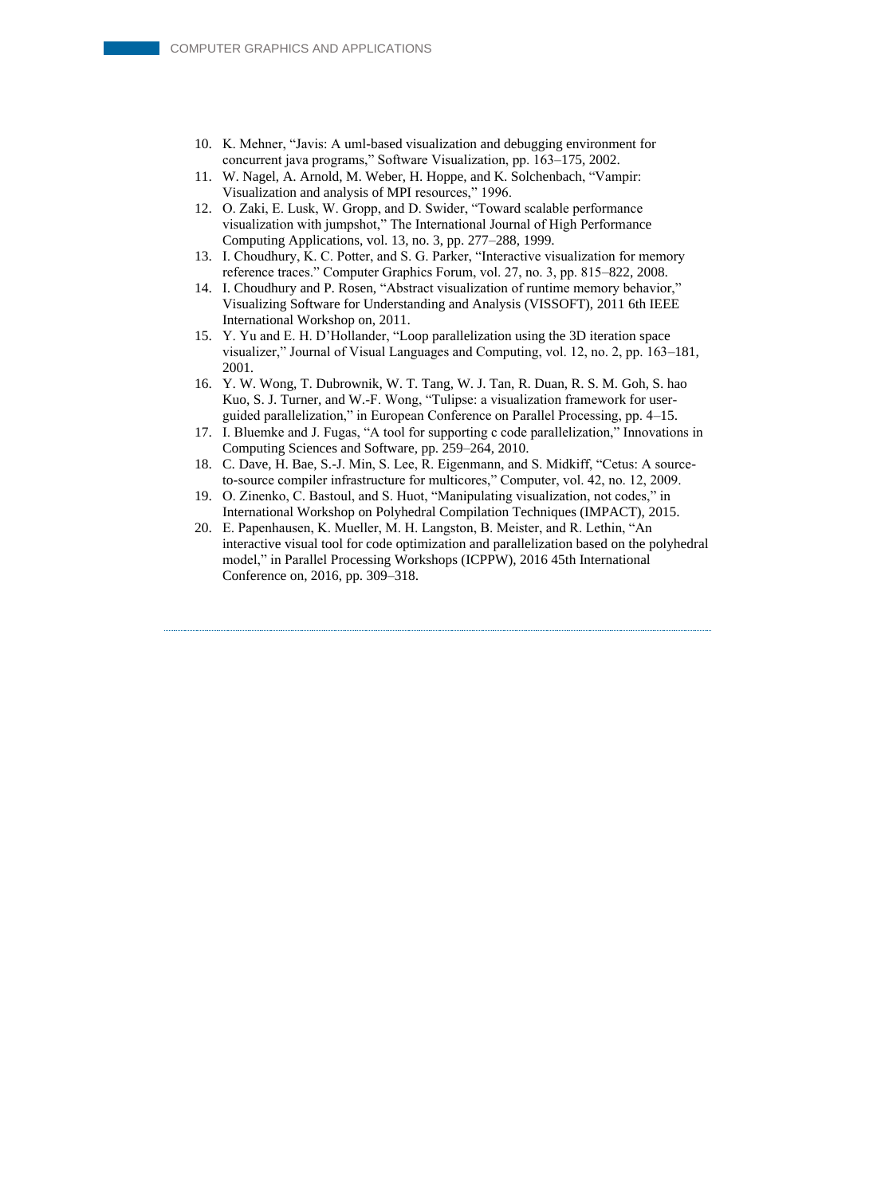10. K. Mehner, "Javis: A uml-based visualization and debugging environment for concurrent java programs," Software Visualization, pp. 163–175, 2002.
11. W. Nagel, A. Arnold, M. Weber, H. Hoppe, and K. Solchenbach, "Vampir: Visualization and analysis of MPI resources," 1996.
12. O. Zaki, E. Lusk, W. Gropp, and D. Swider, "Toward scalable performance visualization with jumpshot," The International Journal of High Performance Computing Applications, vol. 13, no. 3, pp. 277–288, 1999.
13. I. Choudhury, K. C. Potter, and S. G. Parker, "Interactive visualization for memory reference traces." Computer Graphics Forum, vol. 27, no. 3, pp. 815–822, 2008.
14. I. Choudhury and P. Rosen, "Abstract visualization of runtime memory behavior," Visualizing Software for Understanding and Analysis (VISSOFT), 2011 6th IEEE International Workshop on, 2011.
15. Y. Yu and E. H. D'Hollander, "Loop parallelization using the 3D iteration space visualizer," Journal of Visual Languages and Computing, vol. 12, no. 2, pp. 163–181, 2001.
16. Y. W. Wong, T. Dubrownik, W. T. Tang, W. J. Tan, R. Duan, R. S. M. Goh, S. hao Kuo, S. J. Turner, and W.-F. Wong, "Tulipse: a visualization framework for user-guided parallelization," in European Conference on Parallel Processing, pp. 4–15.
17. I. Bluemke and J. Fugas, "A tool for supporting c code parallelization," Innovations in Computing Sciences and Software, pp. 259–264, 2010.
18. C. Dave, H. Bae, S.-J. Min, S. Lee, R. Eigenmann, and S. Midkiff, "Cetus: A source-to-source compiler infrastructure for multicores," Computer, vol. 42, no. 12, 2009.
19. O. Zinenko, C. Bastoul, and S. Huot, "Manipulating visualization, not codes," in International Workshop on Polyhedral Compilation Techniques (IMPACT), 2015.
20. E. Papenhausen, K. Mueller, M. H. Langston, B. Meister, and R. Lethin, "An interactive visual tool for code optimization and parallelization based on the polyhedral model," in Parallel Processing Workshops (ICPPW), 2016 45th International Conference on, 2016, pp. 309–318.